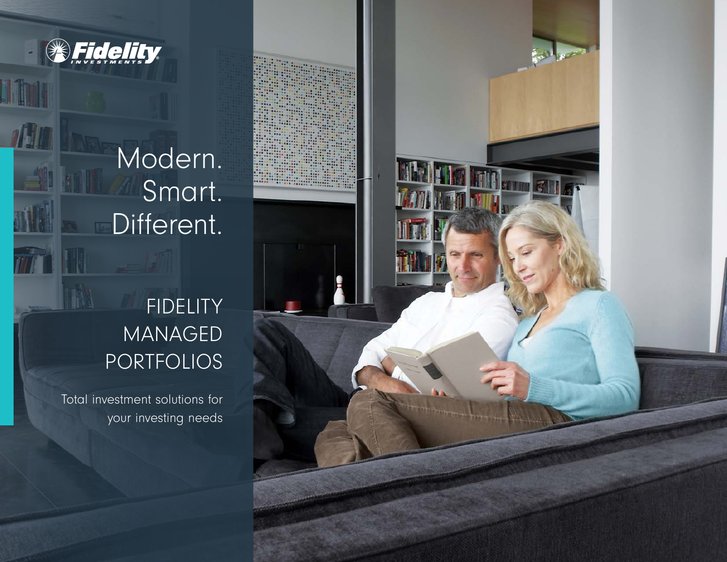Fidelity INVESTMENTS

# Modern. Smart. Different.

## FIDELITY MANAGED PORTFOLIOS

Total investment solutions for your investing needs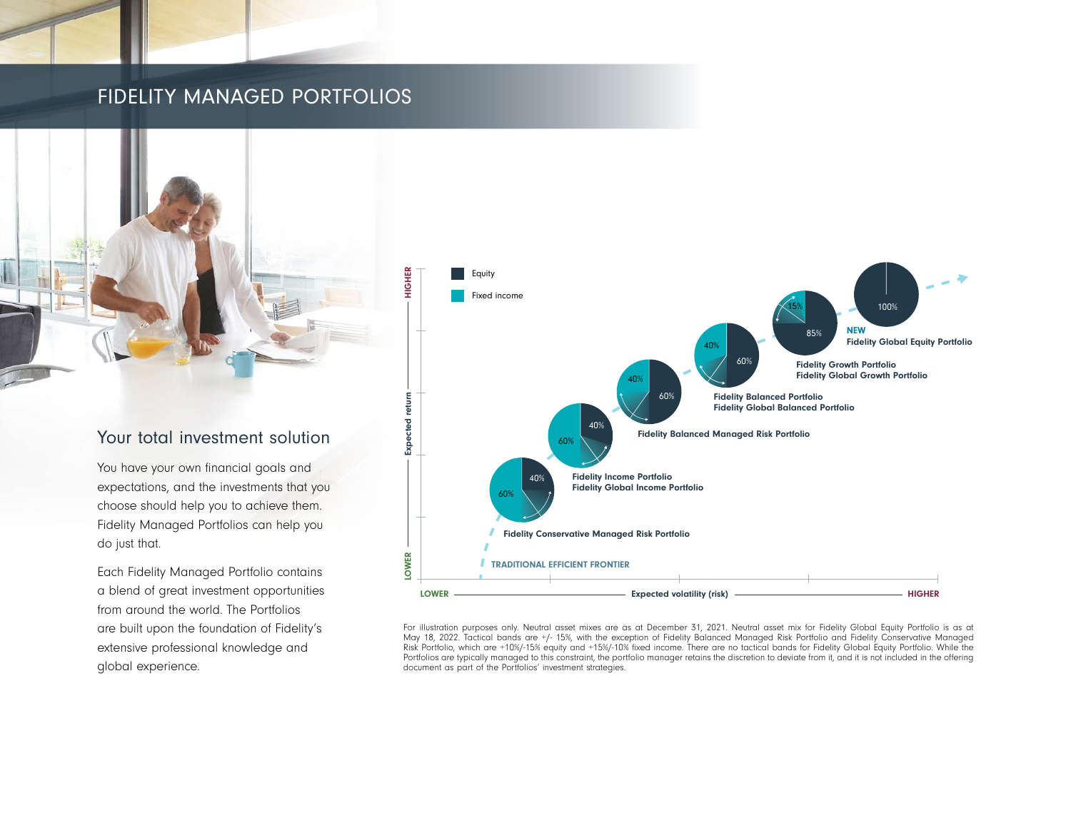# FIDELITY MANAGED PORTFOLIOS

## Your total investment solution

You have your own financial goals and expectations, and the investments that you choose should help you to achieve them. Fidelity Managed Portfolios can help you do just that.

Each Fidelity Managed Portfolio contains a blend of great investment opportunities from around the world. The Portfolios are built upon the foundation of Fidelity's extensive professional knowledge and global experience.

Equity

Fixed income

HIGHER — Expected return — LOWER

**Fidelity Conservative Managed Risk Portfolio** (60% fixed income, 40% equity)

**Fidelity Income Portfolio**
**Fidelity Global Income Portfolio** (60% fixed income, 40% equity)

**Fidelity Balanced Managed Risk Portfolio** (40% fixed income, 60% equity)

**Fidelity Balanced Portfolio**
**Fidelity Global Balanced Portfolio** (40% fixed income, 60% equity)

**Fidelity Growth Portfolio**
**Fidelity Global Growth Portfolio** (15% fixed income, 85% equity)

**NEW**
**Fidelity Global Equity Portfolio** (100% equity)

**TRADITIONAL EFFICIENT FRONTIER**

LOWER — Expected volatility (risk) — HIGHER

For illustration purposes only. Neutral asset mixes are as at December 31, 2021. Neutral asset mix for Fidelity Global Equity Portfolio is as at May 18, 2022. Tactical bands are +/- 15%, with the exception of Fidelity Balanced Managed Risk Portfolio and Fidelity Conservative Managed Risk Portfolio, which are +10%/-15% equity and +15%/-10% fixed income. There are no tactical bands for Fidelity Global Equity Portfolio. While the Portfolios are typically managed to this constraint, the portfolio manager retains the discretion to deviate from it, and it is not included in the offering document as part of the Portfolios' investment strategies.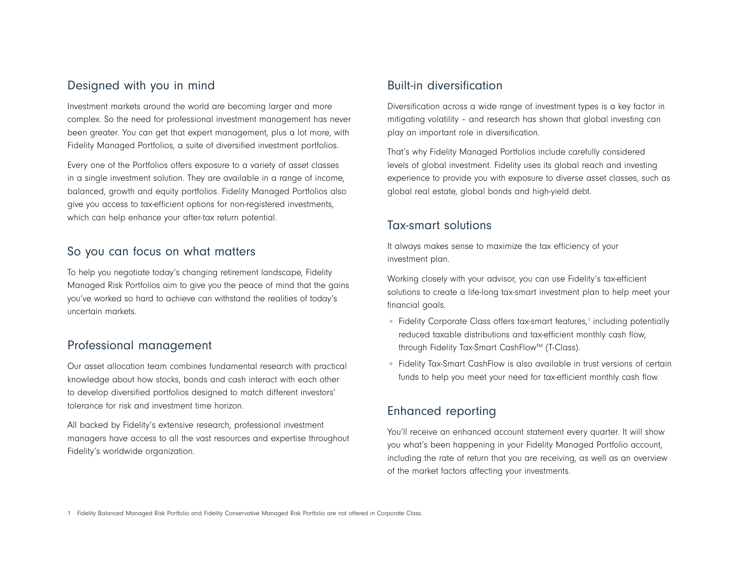## Designed with you in mind

Investment markets around the world are becoming larger and more complex. So the need for professional investment management has never been greater. You can get that expert management, plus a lot more, with Fidelity Managed Portfolios, a suite of diversified investment portfolios.

Every one of the Portfolios offers exposure to a variety of asset classes in a single investment solution. They are available in a range of income, balanced, growth and equity portfolios. Fidelity Managed Portfolios also give you access to tax-efficient options for non-registered investments, which can help enhance your after-tax return potential.

## So you can focus on what matters

To help you negotiate today's changing retirement landscape, Fidelity Managed Risk Portfolios aim to give you the peace of mind that the gains you've worked so hard to achieve can withstand the realities of today's uncertain markets.

## Professional management

Our asset allocation team combines fundamental research with practical knowledge about how stocks, bonds and cash interact with each other to develop diversified portfolios designed to match different investors' tolerance for risk and investment time horizon.

All backed by Fidelity's extensive research, professional investment managers have access to all the vast resources and expertise throughout Fidelity's worldwide organization.

## Built-in diversification

Diversification across a wide range of investment types is a key factor in mitigating volatility – and research has shown that global investing can play an important role in diversification.

That's why Fidelity Managed Portfolios include carefully considered levels of global investment. Fidelity uses its global reach and investing experience to provide you with exposure to diverse asset classes, such as global real estate, global bonds and high-yield debt.

## Tax-smart solutions

It always makes sense to maximize the tax efficiency of your investment plan.

Working closely with your advisor, you can use Fidelity's tax-efficient solutions to create a life-long tax-smart investment plan to help meet your financial goals.

- Fidelity Corporate Class offers tax-smart features,[1] including potentially reduced taxable distributions and tax-efficient monthly cash flow, through Fidelity Tax-Smart CashFlow™ (T-Class).
- Fidelity Tax-Smart CashFlow is also available in trust versions of certain funds to help you meet your need for tax-efficient monthly cash flow.

## Enhanced reporting

You'll receive an enhanced account statement every quarter. It will show you what's been happening in your Fidelity Managed Portfolio account, including the rate of return that you are receiving, as well as an overview of the market factors affecting your investments.

1 Fidelity Balanced Managed Risk Portfolio and Fidelity Conservative Managed Risk Portfolio are not offered in Corporate Class.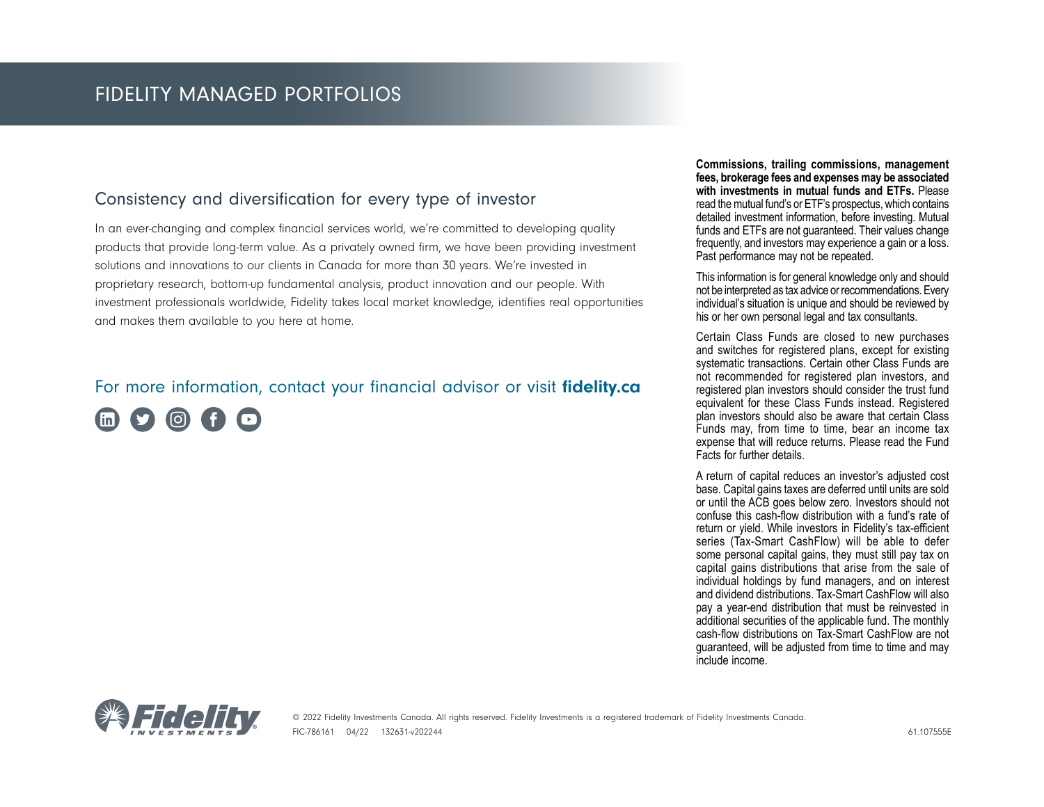# FIDELITY MANAGED PORTFOLIOS

## Consistency and diversification for every type of investor

In an ever-changing and complex financial services world, we're committed to developing quality products that provide long-term value. As a privately owned firm, we have been providing investment solutions and innovations to our clients in Canada for more than 30 years. We're invested in proprietary research, bottom-up fundamental analysis, product innovation and our people. With investment professionals worldwide, Fidelity takes local market knowledge, identifies real opportunities and makes them available to you here at home.

### For more information, contact your financial advisor or visit **fidelity.ca**

**Commissions, trailing commissions, management fees, brokerage fees and expenses may be associated with investments in mutual funds and ETFs.** Please read the mutual fund's or ETF's prospectus, which contains detailed investment information, before investing. Mutual funds and ETFs are not guaranteed. Their values change frequently, and investors may experience a gain or a loss. Past performance may not be repeated.

This information is for general knowledge only and should not be interpreted as tax advice or recommendations. Every individual's situation is unique and should be reviewed by his or her own personal legal and tax consultants.

Certain Class Funds are closed to new purchases and switches for registered plans, except for existing systematic transactions. Certain other Class Funds are not recommended for registered plan investors, and registered plan investors should consider the trust fund equivalent for these Class Funds instead. Registered plan investors should also be aware that certain Class Funds may, from time to time, bear an income tax expense that will reduce returns. Please read the Fund Facts for further details.

A return of capital reduces an investor's adjusted cost base. Capital gains taxes are deferred until units are sold or until the ACB goes below zero. Investors should not confuse this cash-flow distribution with a fund's rate of return or yield. While investors in Fidelity's tax-efficient series (Tax-Smart CashFlow) will be able to defer some personal capital gains, they must still pay tax on capital gains distributions that arise from the sale of individual holdings by fund managers, and on interest and dividend distributions. Tax-Smart CashFlow will also pay a year-end distribution that must be reinvested in additional securities of the applicable fund. The monthly cash-flow distributions on Tax-Smart CashFlow are not guaranteed, will be adjusted from time to time and may include income.

© 2022 Fidelity Investments Canada. All rights reserved. Fidelity Investments is a registered trademark of Fidelity Investments Canada.

FIC-786161 04/22 132631-v202244

61.107555E